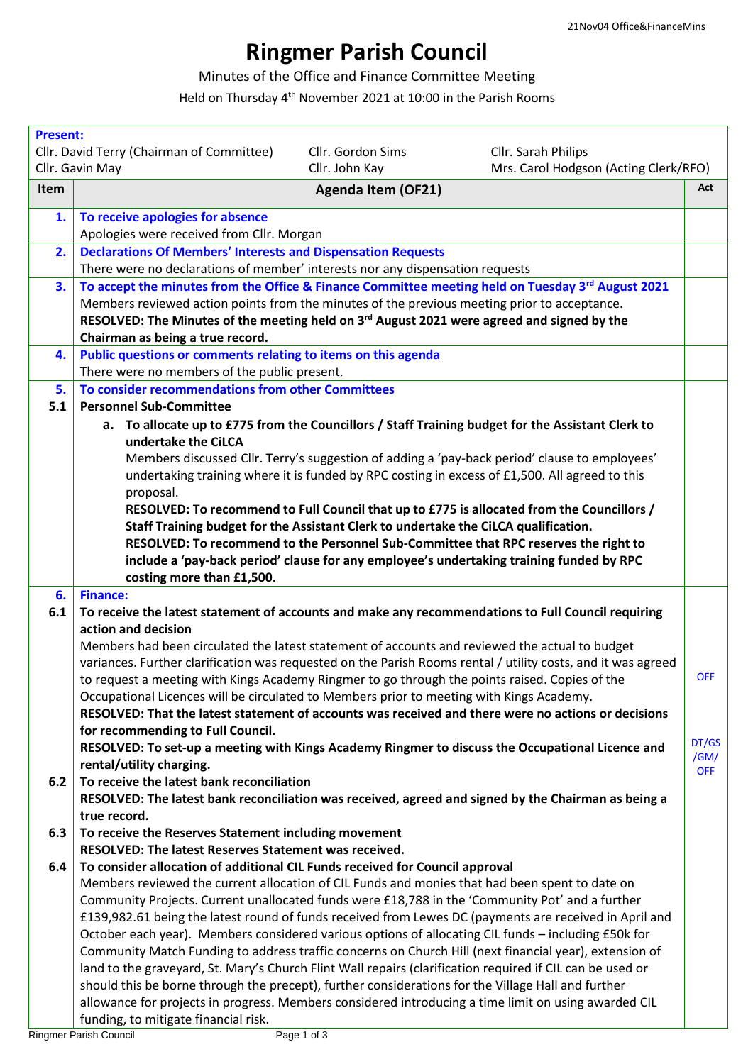# Ringmer Parish Council

Minutes of the Office and Finance Committee Meeting

Held on Thursday 4th November 2021 at 10:00 in the Parish Rooms

**Present:**

Cllr. David Terry (Chairman of Committee) | Cllr. Gordon Sims | Cllr. Sarah Philips
Cllr. Gavin May | Cllr. John Kay | Mrs. Carol Hodgson (Acting Clerk/RFO)

| Item | Agenda Item (OF21) | Act |
|---|---|---|
| **1.** | **To receive apologies for absence**<br>Apologies were received from Cllr. Morgan | |
| **2.** | **Declarations Of Members' Interests and Dispensation Requests**<br>There were no declarations of member' interests nor any dispensation requests | |
| **3.** | **To accept the minutes from the Office & Finance Committee meeting held on Tuesday 3rd August 2021**<br>Members reviewed action points from the minutes of the previous meeting prior to acceptance.<br>**RESOLVED: The Minutes of the meeting held on 3rd August 2021 were agreed and signed by the Chairman as being a true record.** | |
| **4.** | **Public questions or comments relating to items on this agenda**<br>There were no members of the public present. | |
| **5.** | **To consider recommendations from other Committees** | |
| **5.1** | **Personnel Sub-Committee**<br>**a. To allocate up to £775 from the Councillors / Staff Training budget for the Assistant Clerk to undertake the CiLCA**<br>Members discussed Cllr. Terry's suggestion of adding a 'pay-back period' clause to employees' undertaking training where it is funded by RPC costing in excess of £1,500. All agreed to this proposal.<br>**RESOLVED: To recommend to Full Council that up to £775 is allocated from the Councillors / Staff Training budget for the Assistant Clerk to undertake the CiLCA qualification.**<br>**RESOLVED: To recommend to the Personnel Sub-Committee that RPC reserves the right to include a 'pay-back period' clause for any employee's undertaking training funded by RPC costing more than £1,500.** | |
| **6.** | **Finance:** | |
| **6.1** | **To receive the latest statement of accounts and make any recommendations to Full Council requiring action and decision**<br>Members had been circulated the latest statement of accounts and reviewed the actual to budget variances. Further clarification was requested on the Parish Rooms rental / utility costs, and it was agreed to request a meeting with Kings Academy Ringmer to go through the points raised. Copies of the Occupational Licences will be circulated to Members prior to meeting with Kings Academy.<br>**RESOLVED: That the latest statement of accounts was received and there were no actions or decisions for recommending to Full Council.**<br>**RESOLVED: To set-up a meeting with Kings Academy Ringmer to discuss the Occupational Licence and rental/utility charging.** | OFF<br><br>DT/GS/GM/OFF |
| **6.2** | **To receive the latest bank reconciliation**<br>**RESOLVED: The latest bank reconciliation was received, agreed and signed by the Chairman as being a true record.** | |
| **6.3** | **To receive the Reserves Statement including movement**<br>**RESOLVED: The latest Reserves Statement was received.** | |
| **6.4** | **To consider allocation of additional CIL Funds received for Council approval**<br>Members reviewed the current allocation of CIL Funds and monies that had been spent to date on Community Projects. Current unallocated funds were £18,788 in the 'Community Pot' and a further £139,982.61 being the latest round of funds received from Lewes DC (payments are received in April and October each year). Members considered various options of allocating CIL funds – including £50k for Community Match Funding to address traffic concerns on Church Hill (next financial year), extension of land to the graveyard, St. Mary's Church Flint Wall repairs (clarification required if CIL can be used or should this be borne through the precept), further considerations for the Village Hall and further allowance for projects in progress. Members considered introducing a time limit on using awarded CIL funding, to mitigate financial risk. | |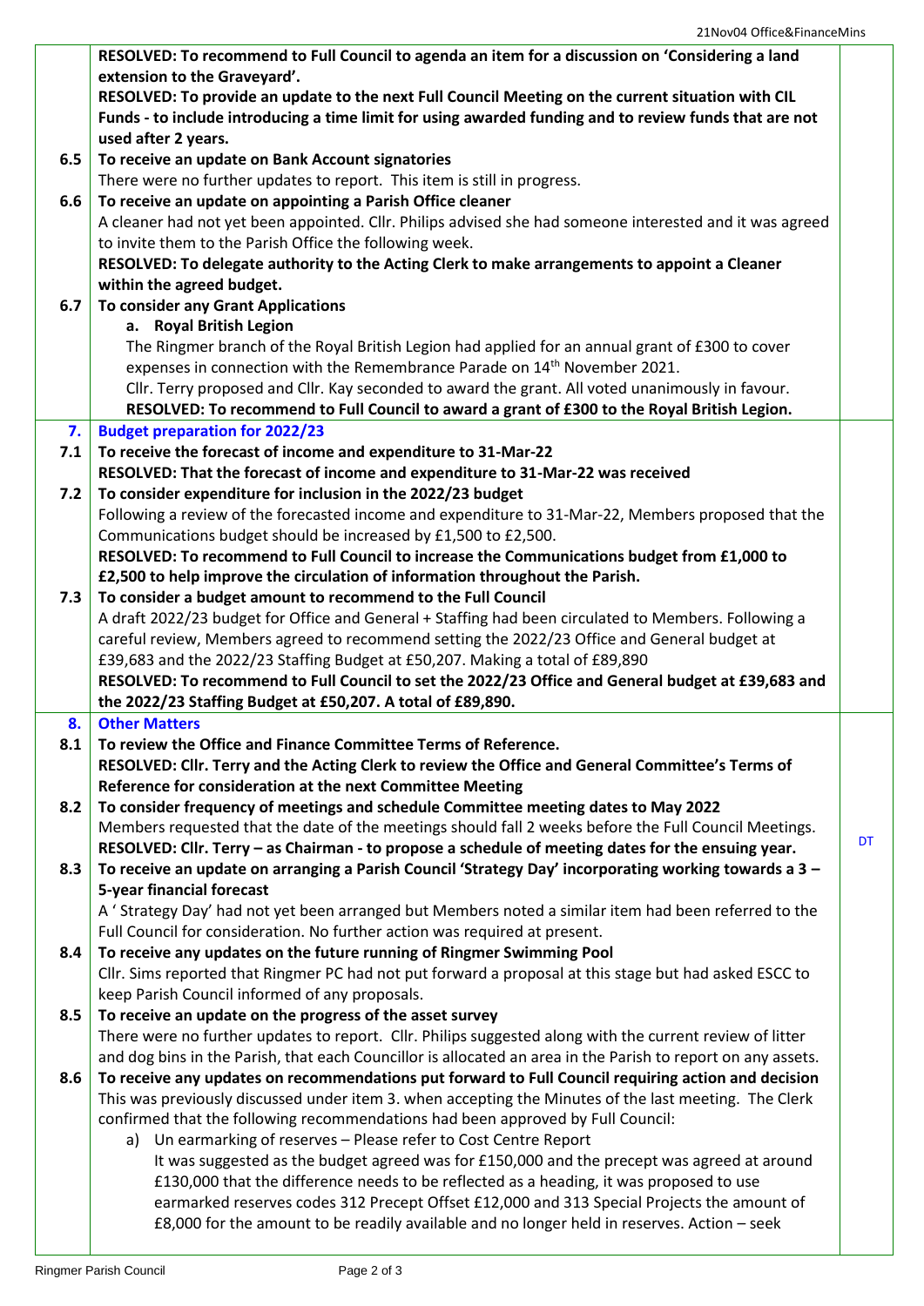**RESOLVED: To recommend to Full Council to agenda an item for a discussion on 'Considering a land extension to the Graveyard'.**

**RESOLVED: To provide an update to the next Full Council Meeting on the current situation with CIL Funds - to include introducing a time limit for using awarded funding and to review funds that are not used after 2 years.**

**6.5 To receive an update on Bank Account signatories**

There were no further updates to report. This item is still in progress.

**6.6 To receive an update on appointing a Parish Office cleaner**

A cleaner had not yet been appointed. Cllr. Philips advised she had someone interested and it was agreed to invite them to the Parish Office the following week.

**RESOLVED: To delegate authority to the Acting Clerk to make arrangements to appoint a Cleaner within the agreed budget.**

**6.7 To consider any Grant Applications**

**a. Royal British Legion**

The Ringmer branch of the Royal British Legion had applied for an annual grant of £300 to cover expenses in connection with the Remembrance Parade on 14th November 2021.

Cllr. Terry proposed and Cllr. Kay seconded to award the grant. All voted unanimously in favour.

**RESOLVED: To recommend to Full Council to award a grant of £300 to the Royal British Legion.**

## 7. Budget preparation for 2022/23

**7.1 To receive the forecast of income and expenditure to 31-Mar-22**

**RESOLVED: That the forecast of income and expenditure to 31-Mar-22 was received**

**7.2 To consider expenditure for inclusion in the 2022/23 budget**

Following a review of the forecasted income and expenditure to 31-Mar-22, Members proposed that the Communications budget should be increased by £1,500 to £2,500.

**RESOLVED: To recommend to Full Council to increase the Communications budget from £1,000 to £2,500 to help improve the circulation of information throughout the Parish.**

**7.3 To consider a budget amount to recommend to the Full Council**

A draft 2022/23 budget for Office and General + Staffing had been circulated to Members. Following a careful review, Members agreed to recommend setting the 2022/23 Office and General budget at £39,683 and the 2022/23 Staffing Budget at £50,207. Making a total of £89,890

**RESOLVED: To recommend to Full Council to set the 2022/23 Office and General budget at £39,683 and the 2022/23 Staffing Budget at £50,207. A total of £89,890.**

## 8. Other Matters

**8.1 To review the Office and Finance Committee Terms of Reference.**

**RESOLVED: Cllr. Terry and the Acting Clerk to review the Office and General Committee's Terms of Reference for consideration at the next Committee Meeting**

**8.2 To consider frequency of meetings and schedule Committee meeting dates to May 2022**

Members requested that the date of the meetings should fall 2 weeks before the Full Council Meetings.

**RESOLVED: Cllr. Terry – as Chairman - to propose a schedule of meeting dates for the ensuing year.** DT

**8.3 To receive an update on arranging a Parish Council 'Strategy Day' incorporating working towards a 3 – 5-year financial forecast**

A ' Strategy Day' had not yet been arranged but Members noted a similar item had been referred to the Full Council for consideration. No further action was required at present.

**8.4 To receive any updates on the future running of Ringmer Swimming Pool**

Cllr. Sims reported that Ringmer PC had not put forward a proposal at this stage but had asked ESCC to keep Parish Council informed of any proposals.

**8.5 To receive an update on the progress of the asset survey**

There were no further updates to report. Cllr. Philips suggested along with the current review of litter and dog bins in the Parish, that each Councillor is allocated an area in the Parish to report on any assets.

**8.6 To receive any updates on recommendations put forward to Full Council requiring action and decision**

This was previously discussed under item 3. when accepting the Minutes of the last meeting. The Clerk confirmed that the following recommendations had been approved by Full Council:

a) Un earmarking of reserves – Please refer to Cost Centre Report

It was suggested as the budget agreed was for £150,000 and the precept was agreed at around £130,000 that the difference needs to be reflected as a heading, it was proposed to use earmarked reserves codes 312 Precept Offset £12,000 and 313 Special Projects the amount of £8,000 for the amount to be readily available and no longer held in reserves. Action – seek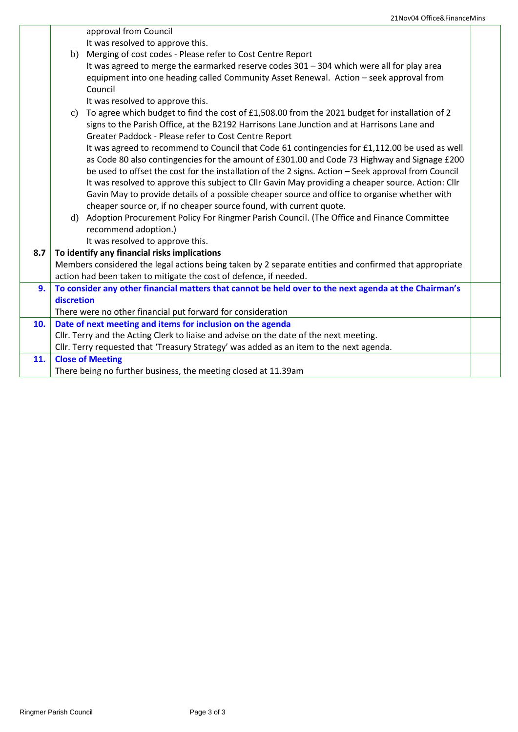approval from Council
It was resolved to approve this.

b) Merging of cost codes - Please refer to Cost Centre Report
It was agreed to merge the earmarked reserve codes 301 – 304 which were all for play area equipment into one heading called Community Asset Renewal. Action – seek approval from Council
It was resolved to approve this.

c) To agree which budget to find the cost of £1,508.00 from the 2021 budget for installation of 2 signs to the Parish Office, at the B2192 Harrisons Lane Junction and at Harrisons Lane and Greater Paddock - Please refer to Cost Centre Report
It was agreed to recommend to Council that Code 61 contingencies for £1,112.00 be used as well as Code 80 also contingencies for the amount of £301.00 and Code 73 Highway and Signage £200 be used to offset the cost for the installation of the 2 signs. Action – Seek approval from Council
It was resolved to approve this subject to Cllr Gavin May providing a cheaper source. Action: Cllr Gavin May to provide details of a possible cheaper source and office to organise whether with cheaper source or, if no cheaper source found, with current quote.

d) Adoption Procurement Policy For Ringmer Parish Council. (The Office and Finance Committee recommend adoption.)
It was resolved to approve this.

**8.7 To identify any financial risks implications**

Members considered the legal actions being taken by 2 separate entities and confirmed that appropriate action had been taken to mitigate the cost of defence, if needed.

**9. To consider any other financial matters that cannot be held over to the next agenda at the Chairman's discretion**

There were no other financial put forward for consideration

**10. Date of next meeting and items for inclusion on the agenda**

Cllr. Terry and the Acting Clerk to liaise and advise on the date of the next meeting.
Cllr. Terry requested that 'Treasury Strategy' was added as an item to the next agenda.

**11. Close of Meeting**

There being no further business, the meeting closed at 11.39am